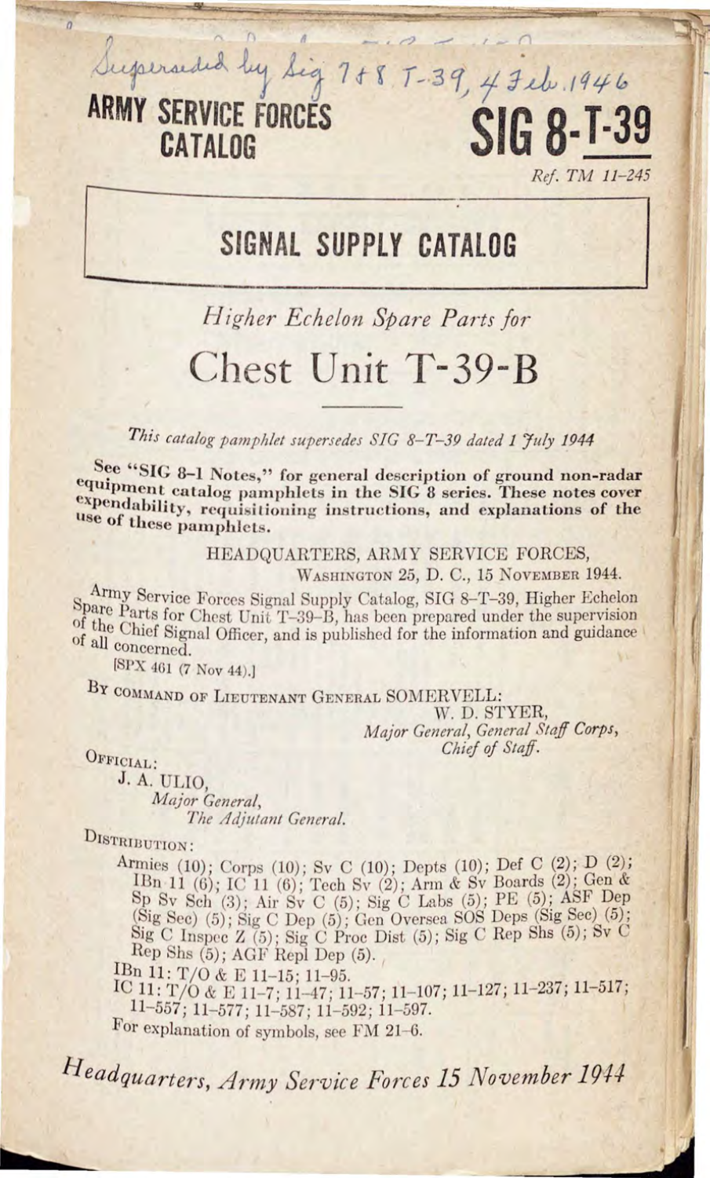Superseded by Sig 7 & 8 T-39, 4 Feb. 1946

**ARMY SERVICE FORCES CATALOG**

# SIG 8-T-39

*Ref. TM 11-245*

## SIGNAL SUPPLY CATALOG

*Higher Echelon Spare Parts for*

# Chest Unit T-39-B

*This catalog pamphlet supersedes SIG 8-T-39 dated 1 July 1944*

**See "SIG 8-1 Notes," for general description of ground non-radar equipment catalog pamphlets in the SIG 8 series. These notes cover expendability, requisitioning instructions, and explanations of the use of these pamphlets.**

HEADQUARTERS, ARMY SERVICE FORCES,
WASHINGTON 25, D. C., 15 NOVEMBER 1944.

Army Service Forces Signal Supply Catalog, SIG 8-T-39, Higher Echelon Spare Parts for Chest Unit T-39-B, has been prepared under the supervision of the Chief Signal Officer, and is published for the information and guidance of all concerned.

[SPX 461 (7 Nov 44).]

BY COMMAND OF LIEUTENANT GENERAL SOMERVELL:

W. D. STYER,
*Major General, General Staff Corps,*
*Chief of Staff.*

OFFICIAL:

J. A. ULIO,
*Major General,*
*The Adjutant General.*

DISTRIBUTION:

Armies (10); Corps (10); Sv C (10); Depts (10); Def C (2); D (2); IBn 11 (6); IC 11 (6); Tech Sv (2); Arm & Sv Boards (2); Gen & Sp Sv Sch (3); Air Sv C (5); Sig C Labs (5); PE (5); ASF Dep (Sig Sec) (5); Sig C Dep (5); Gen Oversea SOS Deps (Sig Sec) (5); Sig C Inspec Z (5); Sig C Proc Dist (5); Sig C Rep Shs (5); Sv C Rep Shs (5); AGF Repl Dep (5).

IBn 11: T/O & E 11-15; 11-95.

IC 11: T/O & E 11-7; 11-47; 11-57; 11-107; 11-127; 11-237; 11-517; 11-557; 11-577; 11-587; 11-592; 11-597.

For explanation of symbols, see FM 21-6.

*Headquarters, Army Service Forces 15 November 1944*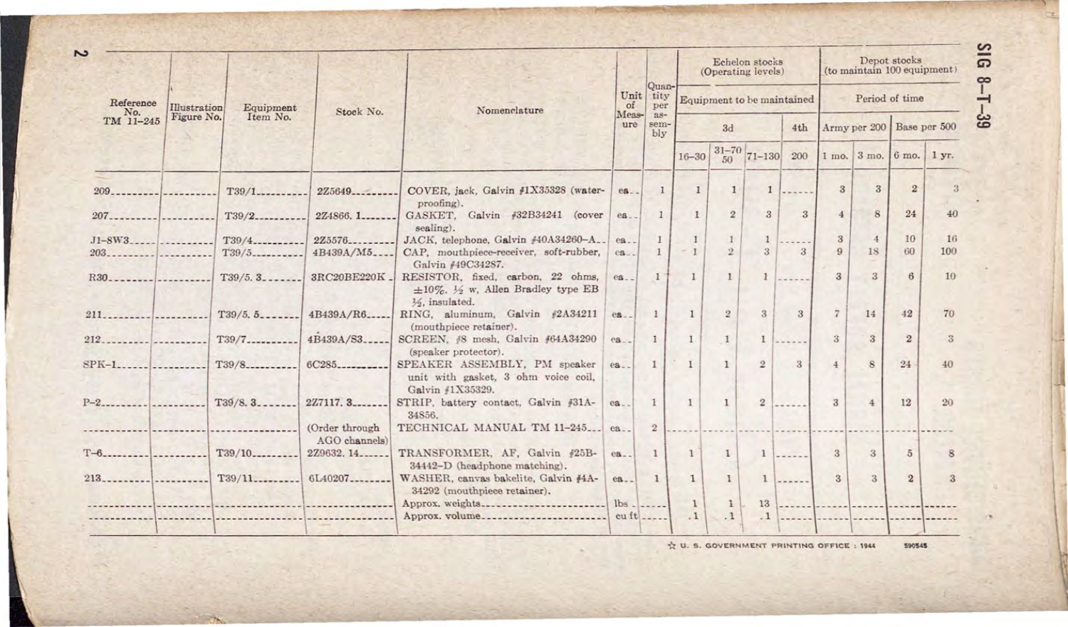| Reference No. TM 11-245 | Illustration Figure No. | Equipment Item No. | Stock No. | Nomenclature | Unit of Measure | Quantity per assembly | Echelon stocks (Operating levels) | | | | Depot stocks (to maintain 100 equipment) | | | |
|---|---|---|---|---|---|---|---|---|---|---|---|---|---|---|
| | | | | | | | Equipment to be maintained | | | | Period of time | | | |
| | | | | | | | 3d | | | 4th | Army per 200 | | Base per 500 | |
| | | | | | | | 16–30 | 31–70 50 | 71–130 | 200 | 1 mo. | 3 mo. | 6 mo. | 1 yr. |
| 209 | | T39/1 | 2Z5649 | COVER, jack, Galvin #1X35328 (waterproofing). | ea | 1 | 1 | 1 | 1 | | 3 | 3 | 2 | 3 |
| 207 | | T39/2 | 2Z4866. 1 | GASKET, Galvin #32B34241 (cover sealing). | ea | 1 | 1 | 2 | 3 | 3 | 4 | 8 | 24 | 40 |
| J1-8W3 | | T39/4 | 2Z5576 | JACK, telephone, Galvin #40A34260–A | ea | 1 | 1 | 1 | 1 | | 3 | 4 | 10 | 16 |
| 203 | | T39/5 | 4B439A/M5 | CAP, mouthpiece-receiver, soft-rubber, Galvin #49C34287. | ea | 1 | 1 | 2 | 3 | 3 | 9 | 18 | 60 | 100 |
| R30 | | T39/5. 3 | 3RC20BE220K | RESISTOR, fixed, carbon, 22 ohms, ±10%. ½ w, Allen Bradley type EB ½, insulated. | ea | 1 | 1 | 1 | 1 | | 3 | 3 | 6 | 10 |
| 211 | | T39/5. 5 | 4B439A/R6 | RING, aluminum, Galvin #2A34211 (mouthpiece retainer). | ea | 1 | 1 | 2 | 3 | 3 | 7 | 14 | 42 | 70 |
| 212 | | T39/7 | 4B439A/S3 | SCREEN, #8 mesh, Galvin #64A34290 (speaker protector). | ea | 1 | 1 | 1 | 1 | | 3 | 3 | 2 | 3 |
| SPK-1 | | T39/8 | 6C285 | SPEAKER ASSEMBLY, PM speaker unit with gasket, 3 ohm voice coil, Galvin #1X35329. | ea | 1 | 1 | 1 | 2 | 3 | 4 | 8 | 24 | 40 |
| P-2 | | T39/8. 3 | 2Z7117. 3 | STRIP, battery contact, Galvin #31A-34856. | ea | 1 | 1 | 1 | 2 | | 3 | 4 | 12 | 20 |
| | | | (Order through AGO channels) | TECHNICAL MANUAL TM 11-245 | ea | 2 | | | | | | | | |
| T-6 | | T39/10 | 2Z9632. 14 | TRANSFORMER, AF, Galvin #25B-34442–D (headphone matching). | ea | 1 | 1 | 1 | 1 | | 3 | 3 | 5 | 8 |
| 213 | | T39/11 | 6L40207 | WASHER, canvas bakelite, Galvin #4A-34292 (mouthpiece retainer). | ea | 1 | 1 | 1 | 1 | | 3 | 3 | 2 | 3 |
| | | | | Approx. weights | lbs | | 1 | 1 | 13 | | | | | |
| | | | | Approx. volume | cu ft | | .1 | .1 | .1 | | | | | |

☆ U. S. GOVERNMENT PRINTING OFFICE : 1944 590545